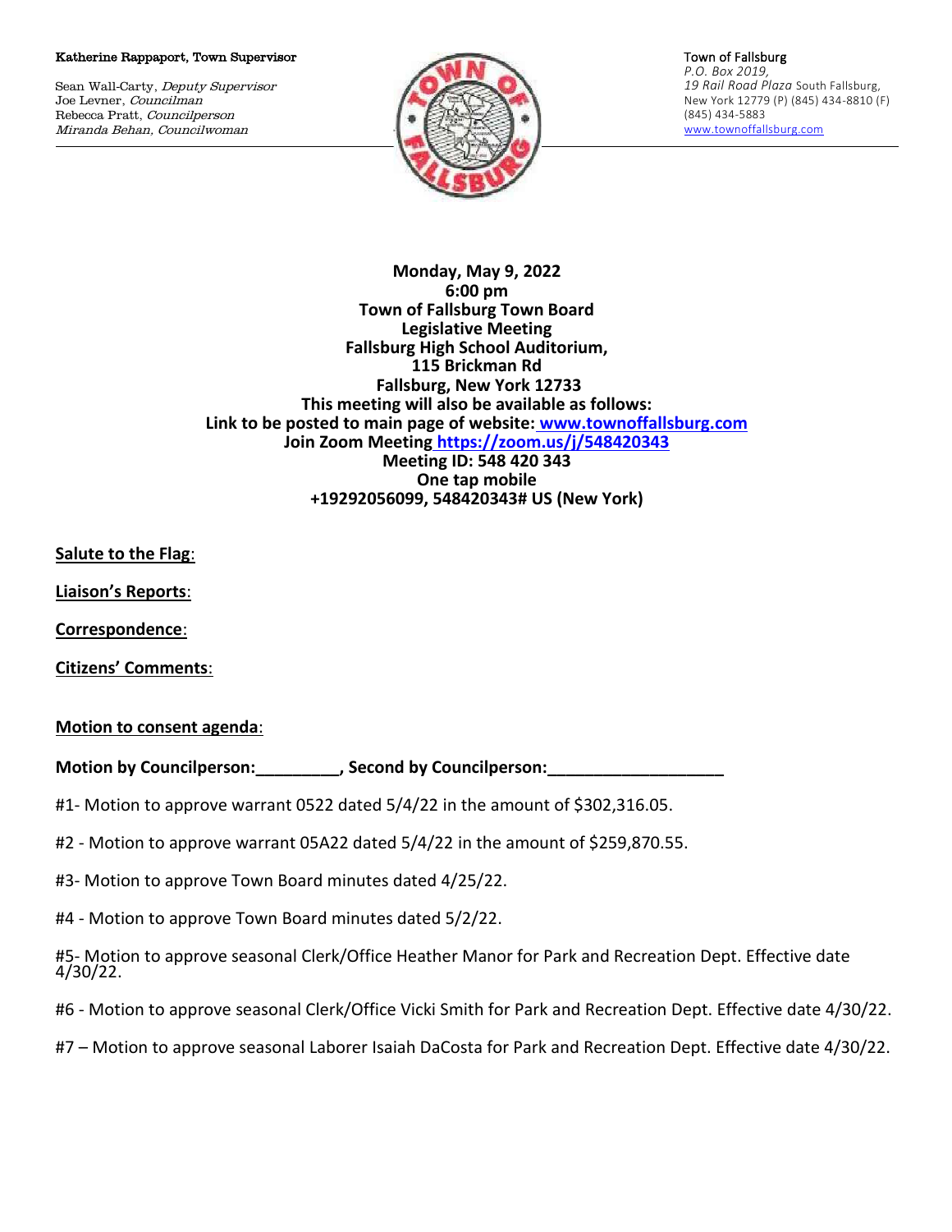Katherine Rappaport, Town Supervisor

Sean Wall-Carty, *Deputy Supervisor*
Joe Levner, *Councilman*
Rebecca Pratt, *Councilperson*
*Miranda Behan, Councilwoman*

Town of Fallsburg
*P.O. Box 2019,*
*19 Rail Road Plaza* South Fallsburg,
New York 12779 (P) (845) 434-8810 (F)
(845) 434-5883
www.townoffallsburg.com

**Monday, May 9, 2022**
**6:00 pm**
**Town of Fallsburg Town Board**
**Legislative Meeting**
**Fallsburg High School Auditorium,**
**115 Brickman Rd**
**Fallsburg, New York 12733**
**This meeting will also be available as follows:**
**Link to be posted to main page of website: www.townoffallsburg.com**
**Join Zoom Meeting https://zoom.us/j/548420343**
**Meeting ID: 548 420 343**
**One tap mobile**
**+19292056099, 548420343# US (New York)**

**Salute to the Flag**:

**Liaison's Reports**:

**Correspondence**:

**Citizens' Comments**:

**Motion to consent agenda**:

**Motion by Councilperson:_________, Second by Councilperson:___________________**

#1- Motion to approve warrant 0522 dated 5/4/22 in the amount of $302,316.05.

#2 - Motion to approve warrant 05A22 dated 5/4/22 in the amount of $259,870.55.

#3- Motion to approve Town Board minutes dated 4/25/22.

#4 - Motion to approve Town Board minutes dated 5/2/22.

#5- Motion to approve seasonal Clerk/Office Heather Manor for Park and Recreation Dept. Effective date 4/30/22.

#6 - Motion to approve seasonal Clerk/Office Vicki Smith for Park and Recreation Dept. Effective date 4/30/22.

#7 – Motion to approve seasonal Laborer Isaiah DaCosta for Park and Recreation Dept. Effective date 4/30/22.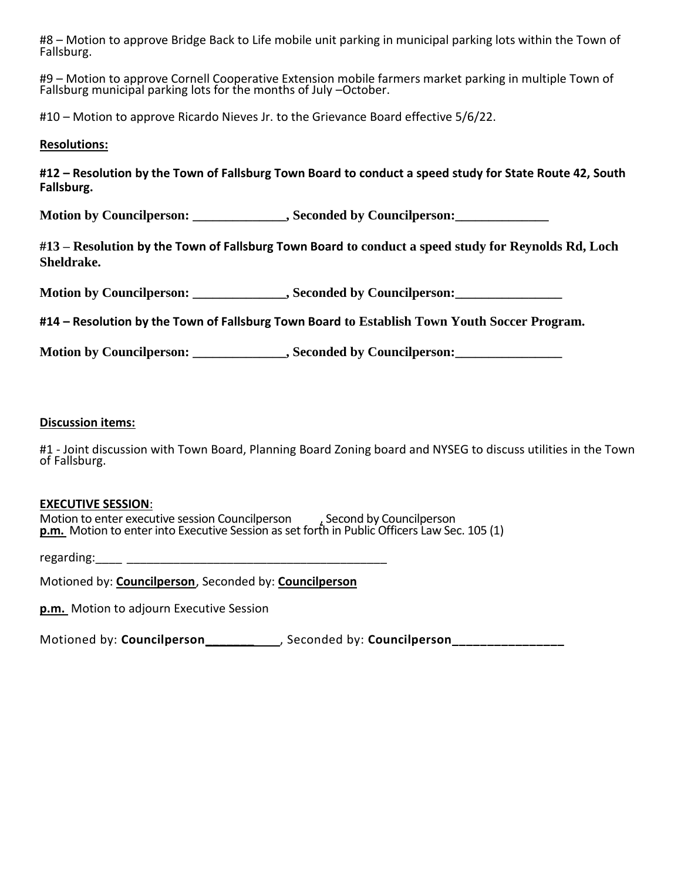#8 – Motion to approve Bridge Back to Life mobile unit parking in municipal parking lots within the Town of Fallsburg.

#9 – Motion to approve Cornell Cooperative Extension mobile farmers market parking in multiple Town of Fallsburg municipal parking lots for the months of July –October.

#10 – Motion to approve Ricardo Nieves Jr. to the Grievance Board effective 5/6/22.

**Resolutions:**

**#12 – Resolution by the Town of Fallsburg Town Board to conduct a speed study for State Route 42, South Fallsburg.**

**Motion by Councilperson: ______________, Seconded by Councilperson:______________**

**#13 – Resolution by the Town of Fallsburg Town Board to conduct a speed study for Reynolds Rd, Loch Sheldrake.**

**Motion by Councilperson: ______________, Seconded by Councilperson:________________**

**#14 – Resolution by the Town of Fallsburg Town Board to Establish Town Youth Soccer Program.**

**Motion by Councilperson: ______________, Seconded by Councilperson:________________**

**Discussion items:**

#1 - Joint discussion with Town Board, Planning Board Zoning board and NYSEG to discuss utilities in the Town of Fallsburg.

**EXECUTIVE SESSION**:

Motion to enter executive session Councilperson , Second by Councilperson

**p.m.** Motion to enter into Executive Session as set forth in Public Officers Law Sec. 105 (1)

regarding:____ ________________________________________

Motioned by: **Councilperson**, Seconded by: **Councilperson**

**p.m.** Motion to adjourn Executive Session

Motioned by: **Councilperson____________**, Seconded by: **Councilperson_________________**